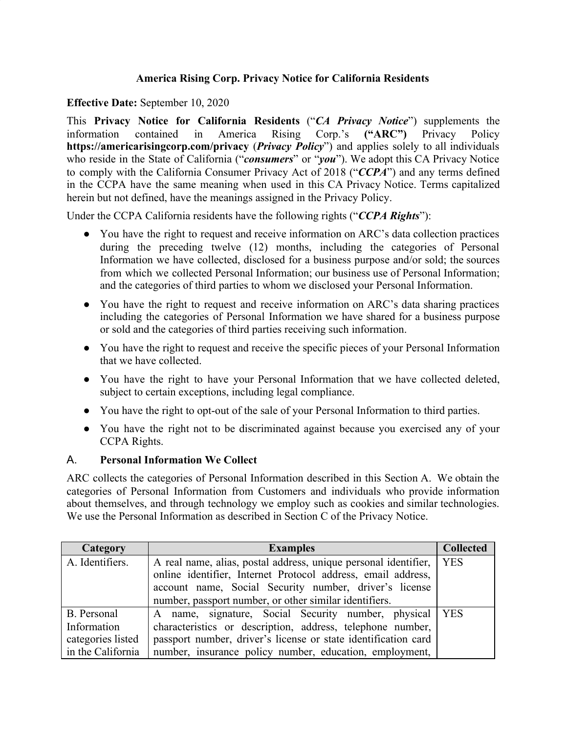# America Rising Corp. Privacy Notice for California Residents

**Effective Date:** September 10, 2020

This **Privacy Notice for California Residents** ("***CA Privacy Notice***") supplements the information contained in America Rising Corp.'s **("ARC")** Privacy Policy **https://americarisingcorp.com/privacy** (***Privacy Policy***") and applies solely to all individuals who reside in the State of California ("***consumers***" or "***you***"). We adopt this CA Privacy Notice to comply with the California Consumer Privacy Act of 2018 ("***CCPA***") and any terms defined in the CCPA have the same meaning when used in this CA Privacy Notice. Terms capitalized herein but not defined, have the meanings assigned in the Privacy Policy.

Under the CCPA California residents have the following rights ("***CCPA Rights***"):

- You have the right to request and receive information on ARC's data collection practices during the preceding twelve (12) months, including the categories of Personal Information we have collected, disclosed for a business purpose and/or sold; the sources from which we collected Personal Information; our business use of Personal Information; and the categories of third parties to whom we disclosed your Personal Information.
- You have the right to request and receive information on ARC's data sharing practices including the categories of Personal Information we have shared for a business purpose or sold and the categories of third parties receiving such information.
- You have the right to request and receive the specific pieces of your Personal Information that we have collected.
- You have the right to have your Personal Information that we have collected deleted, subject to certain exceptions, including legal compliance.
- You have the right to opt-out of the sale of your Personal Information to third parties.
- You have the right not to be discriminated against because you exercised any of your CCPA Rights.

## A. Personal Information We Collect

ARC collects the categories of Personal Information described in this Section A. We obtain the categories of Personal Information from Customers and individuals who provide information about themselves, and through technology we employ such as cookies and similar technologies. We use the Personal Information as described in Section C of the Privacy Notice.

| Category | Examples | Collected |
|---|---|---|
| A. Identifiers. | A real name, alias, postal address, unique personal identifier, online identifier, Internet Protocol address, email address, account name, Social Security number, driver's license number, passport number, or other similar identifiers. | YES |
| B. Personal Information categories listed in the California | A name, signature, Social Security number, physical characteristics or description, address, telephone number, passport number, driver's license or state identification card number, insurance policy number, education, employment, | YES |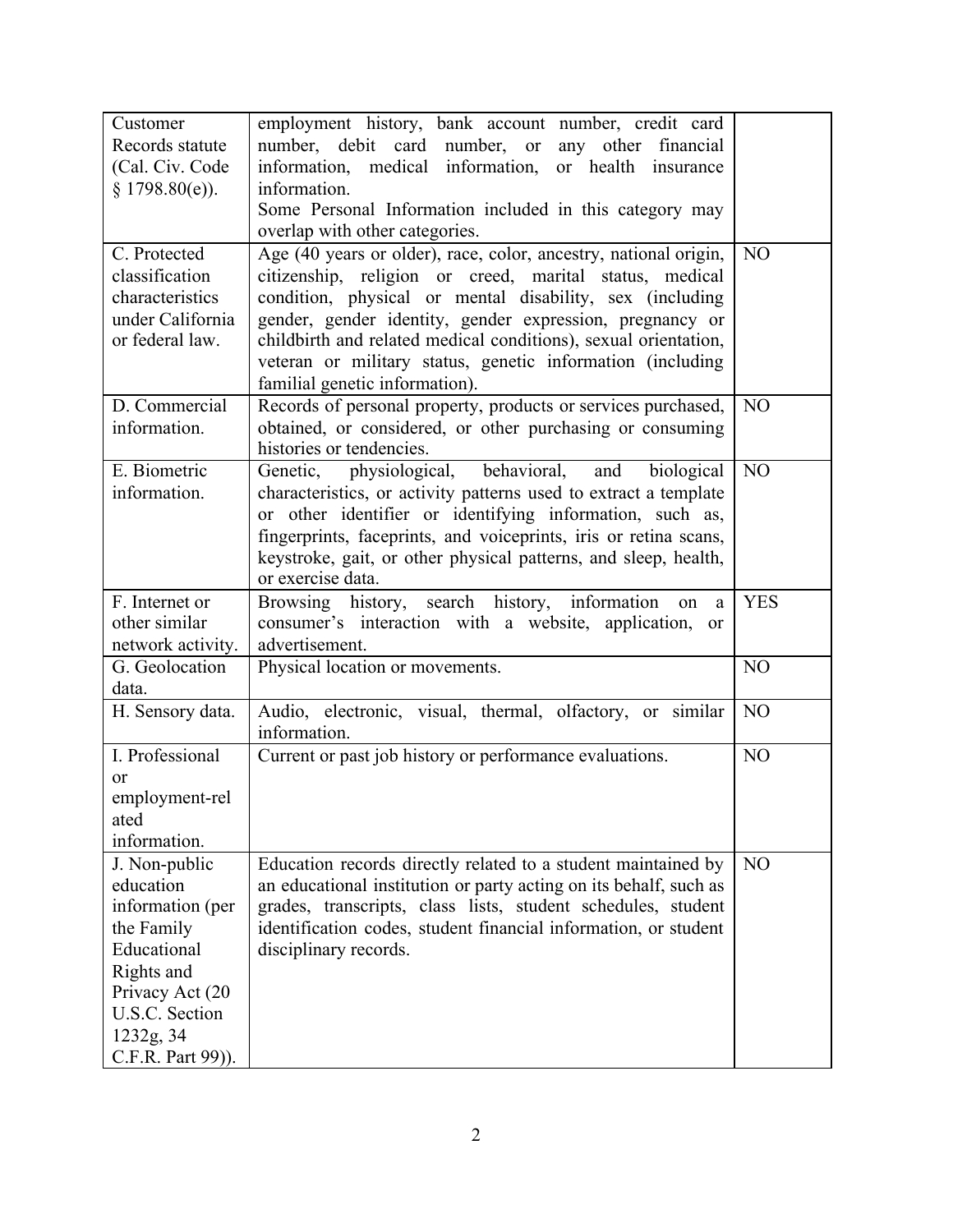| Customer Records statute (Cal. Civ. Code § 1798.80(e)). | employment history, bank account number, credit card number, debit card number, or any other financial information, medical information, or health insurance information. Some Personal Information included in this category may overlap with other categories. | |
|---|---|---|
| C. Protected classification characteristics under California or federal law. | Age (40 years or older), race, color, ancestry, national origin, citizenship, religion or creed, marital status, medical condition, physical or mental disability, sex (including gender, gender identity, gender expression, pregnancy or childbirth and related medical conditions), sexual orientation, veteran or military status, genetic information (including familial genetic information). | NO |
| D. Commercial information. | Records of personal property, products or services purchased, obtained, or considered, or other purchasing or consuming histories or tendencies. | NO |
| E. Biometric information. | Genetic, physiological, behavioral, and biological characteristics, or activity patterns used to extract a template or other identifier or identifying information, such as, fingerprints, faceprints, and voiceprints, iris or retina scans, keystroke, gait, or other physical patterns, and sleep, health, or exercise data. | NO |
| F. Internet or other similar network activity. | Browsing history, search history, information on a consumer's interaction with a website, application, or advertisement. | YES |
| G. Geolocation data. | Physical location or movements. | NO |
| H. Sensory data. | Audio, electronic, visual, thermal, olfactory, or similar information. | NO |
| I. Professional or employment-related information. | Current or past job history or performance evaluations. | NO |
| J. Non-public education information (per the Family Educational Rights and Privacy Act (20 U.S.C. Section 1232g, 34 C.F.R. Part 99)). | Education records directly related to a student maintained by an educational institution or party acting on its behalf, such as grades, transcripts, class lists, student schedules, student identification codes, student financial information, or student disciplinary records. | NO |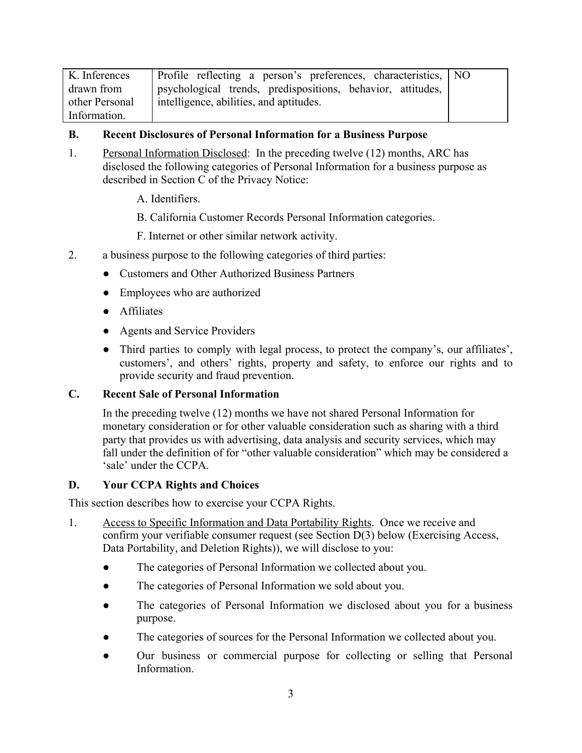| | | |
|---|---|---|
| K. Inferences drawn from other Personal Information. | Profile reflecting a person's preferences, characteristics, psychological trends, predispositions, behavior, attitudes, intelligence, abilities, and aptitudes. | NO |

### B. Recent Disclosures of Personal Information for a Business Purpose

1. Personal Information Disclosed: In the preceding twelve (12) months, ARC has disclosed the following categories of Personal Information for a business purpose as described in Section C of the Privacy Notice:

   A. Identifiers.

   B. California Customer Records Personal Information categories.

   F. Internet or other similar network activity.

2. a business purpose to the following categories of third parties:
   - Customers and Other Authorized Business Partners
   - Employees who are authorized
   - Affiliates
   - Agents and Service Providers
   - Third parties to comply with legal process, to protect the company's, our affiliates', customers', and others' rights, property and safety, to enforce our rights and to provide security and fraud prevention.

### C. Recent Sale of Personal Information

In the preceding twelve (12) months we have not shared Personal Information for monetary consideration or for other valuable consideration such as sharing with a third party that provides us with advertising, data analysis and security services, which may fall under the definition of for "other valuable consideration" which may be considered a 'sale' under the CCPA.

### D. Your CCPA Rights and Choices

This section describes how to exercise your CCPA Rights.

1. Access to Specific Information and Data Portability Rights. Once we receive and confirm your verifiable consumer request (see Section D(3) below (Exercising Access, Data Portability, and Deletion Rights)), we will disclose to you:
   - The categories of Personal Information we collected about you.
   - The categories of Personal Information we sold about you.
   - The categories of Personal Information we disclosed about you for a business purpose.
   - The categories of sources for the Personal Information we collected about you.
   - Our business or commercial purpose for collecting or selling that Personal Information.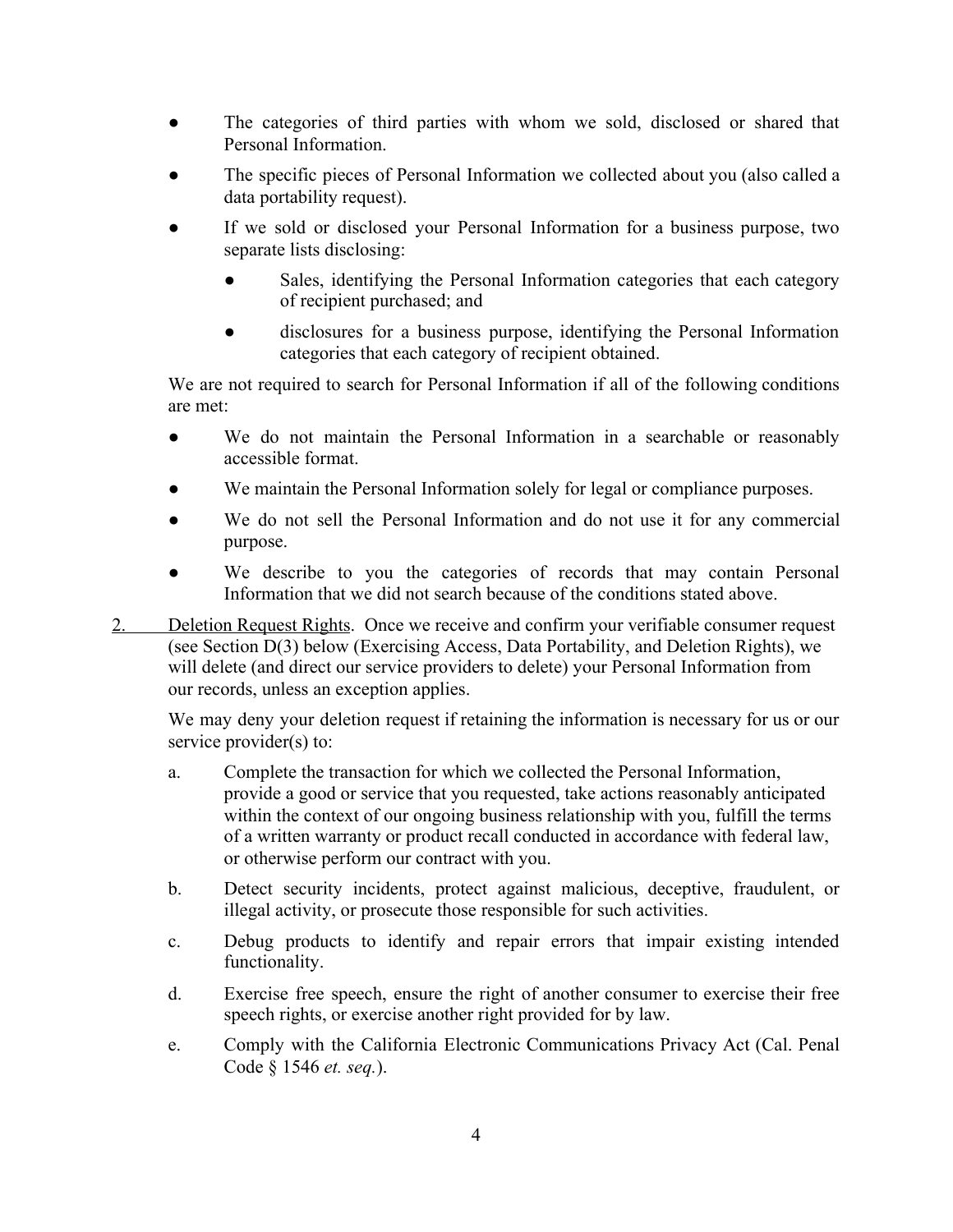- The categories of third parties with whom we sold, disclosed or shared that Personal Information.
- The specific pieces of Personal Information we collected about you (also called a data portability request).
- If we sold or disclosed your Personal Information for a business purpose, two separate lists disclosing:
  - Sales, identifying the Personal Information categories that each category of recipient purchased; and
  - disclosures for a business purpose, identifying the Personal Information categories that each category of recipient obtained.

We are not required to search for Personal Information if all of the following conditions are met:

- We do not maintain the Personal Information in a searchable or reasonably accessible format.
- We maintain the Personal Information solely for legal or compliance purposes.
- We do not sell the Personal Information and do not use it for any commercial purpose.
- We describe to you the categories of records that may contain Personal Information that we did not search because of the conditions stated above.

2. Deletion Request Rights. Once we receive and confirm your verifiable consumer request (see Section D(3) below (Exercising Access, Data Portability, and Deletion Rights), we will delete (and direct our service providers to delete) your Personal Information from our records, unless an exception applies.

   We may deny your deletion request if retaining the information is necessary for us or our service provider(s) to:

   a. Complete the transaction for which we collected the Personal Information, provide a good or service that you requested, take actions reasonably anticipated within the context of our ongoing business relationship with you, fulfill the terms of a written warranty or product recall conducted in accordance with federal law, or otherwise perform our contract with you.

   b. Detect security incidents, protect against malicious, deceptive, fraudulent, or illegal activity, or prosecute those responsible for such activities.

   c. Debug products to identify and repair errors that impair existing intended functionality.

   d. Exercise free speech, ensure the right of another consumer to exercise their free speech rights, or exercise another right provided for by law.

   e. Comply with the California Electronic Communications Privacy Act (Cal. Penal Code § 1546 *et. seq.*).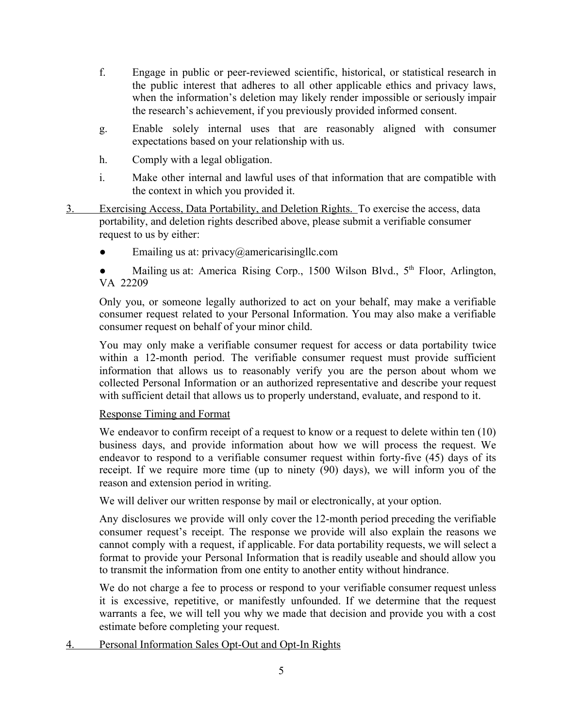f. Engage in public or peer-reviewed scientific, historical, or statistical research in the public interest that adheres to all other applicable ethics and privacy laws, when the information's deletion may likely render impossible or seriously impair the research's achievement, if you previously provided informed consent.

g. Enable solely internal uses that are reasonably aligned with consumer expectations based on your relationship with us.

h. Comply with a legal obligation.

i. Make other internal and lawful uses of that information that are compatible with the context in which you provided it.

3. Exercising Access, Data Portability, and Deletion Rights. To exercise the access, data portability, and deletion rights described above, please submit a verifiable consumer request to us by either:

- Emailing us at: privacy@americarisingllc.com
- Mailing us at: America Rising Corp., 1500 Wilson Blvd., 5th Floor, Arlington, VA 22209

Only you, or someone legally authorized to act on your behalf, may make a verifiable consumer request related to your Personal Information. You may also make a verifiable consumer request on behalf of your minor child.

You may only make a verifiable consumer request for access or data portability twice within a 12-month period. The verifiable consumer request must provide sufficient information that allows us to reasonably verify you are the person about whom we collected Personal Information or an authorized representative and describe your request with sufficient detail that allows us to properly understand, evaluate, and respond to it.

Response Timing and Format

We endeavor to confirm receipt of a request to know or a request to delete within ten (10) business days, and provide information about how we will process the request. We endeavor to respond to a verifiable consumer request within forty-five (45) days of its receipt. If we require more time (up to ninety (90) days), we will inform you of the reason and extension period in writing.

We will deliver our written response by mail or electronically, at your option.

Any disclosures we provide will only cover the 12-month period preceding the verifiable consumer request's receipt. The response we provide will also explain the reasons we cannot comply with a request, if applicable. For data portability requests, we will select a format to provide your Personal Information that is readily useable and should allow you to transmit the information from one entity to another entity without hindrance.

We do not charge a fee to process or respond to your verifiable consumer request unless it is excessive, repetitive, or manifestly unfounded. If we determine that the request warrants a fee, we will tell you why we made that decision and provide you with a cost estimate before completing your request.

4. Personal Information Sales Opt-Out and Opt-In Rights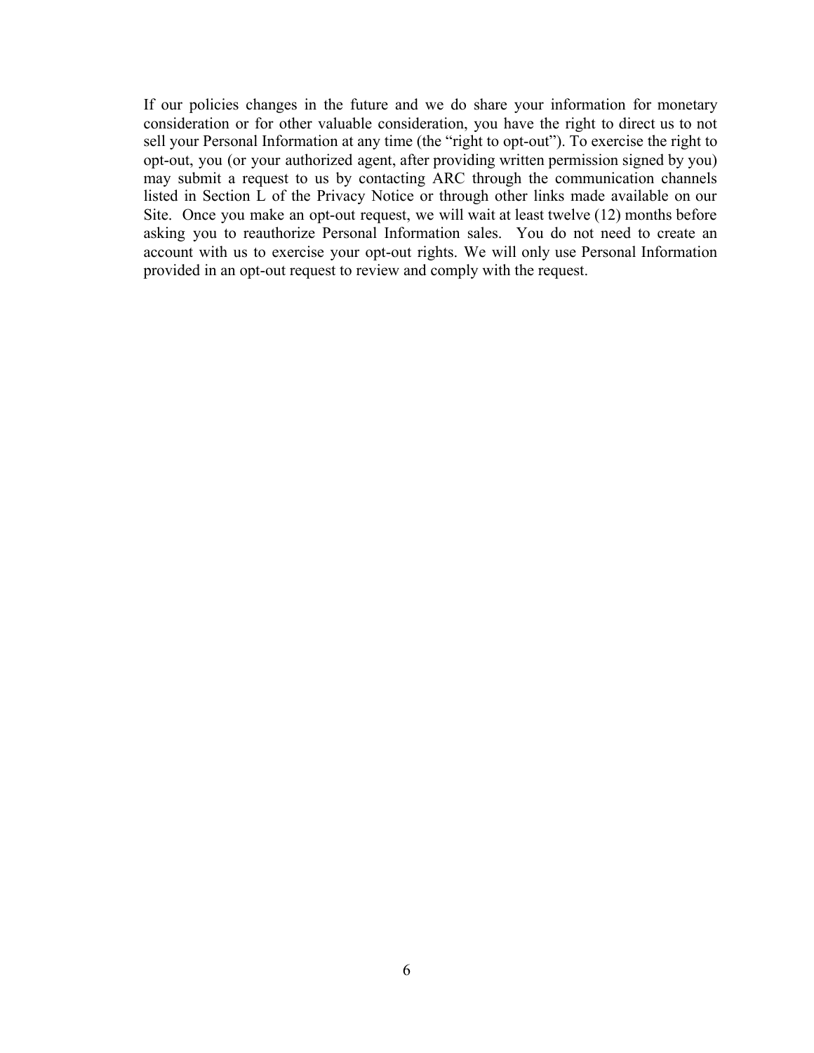If our policies changes in the future and we do share your information for monetary consideration or for other valuable consideration, you have the right to direct us to not sell your Personal Information at any time (the "right to opt-out"). To exercise the right to opt-out, you (or your authorized agent, after providing written permission signed by you) may submit a request to us by contacting ARC through the communication channels listed in Section L of the Privacy Notice or through other links made available on our Site. Once you make an opt-out request, we will wait at least twelve (12) months before asking you to reauthorize Personal Information sales. You do not need to create an account with us to exercise your opt-out rights. We will only use Personal Information provided in an opt-out request to review and comply with the request.